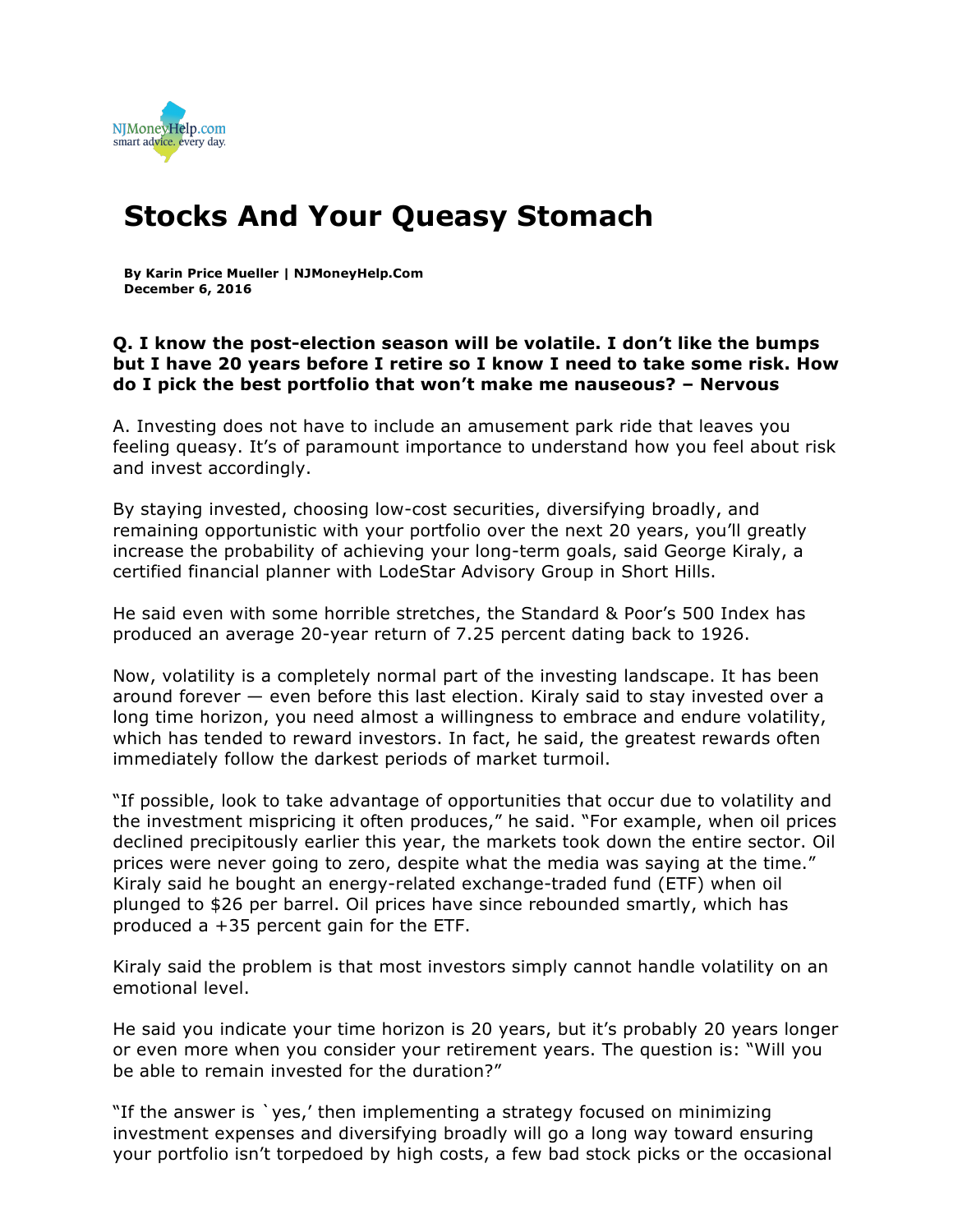# Stocks And Your Queasy Stomach

**By Karin Price Mueller | NJMoneyHelp.Com**
**December 6, 2016**

**Q. I know the post-election season will be volatile. I don't like the bumps but I have 20 years before I retire so I know I need to take some risk. How do I pick the best portfolio that won't make me nauseous? – Nervous**

A. Investing does not have to include an amusement park ride that leaves you feeling queasy. It's of paramount importance to understand how you feel about risk and invest accordingly.

By staying invested, choosing low-cost securities, diversifying broadly, and remaining opportunistic with your portfolio over the next 20 years, you'll greatly increase the probability of achieving your long-term goals, said George Kiraly, a certified financial planner with LodeStar Advisory Group in Short Hills.

He said even with some horrible stretches, the Standard & Poor's 500 Index has produced an average 20-year return of 7.25 percent dating back to 1926.

Now, volatility is a completely normal part of the investing landscape. It has been around forever — even before this last election. Kiraly said to stay invested over a long time horizon, you need almost a willingness to embrace and endure volatility, which has tended to reward investors. In fact, he said, the greatest rewards often immediately follow the darkest periods of market turmoil.

"If possible, look to take advantage of opportunities that occur due to volatility and the investment mispricing it often produces," he said. "For example, when oil prices declined precipitously earlier this year, the markets took down the entire sector. Oil prices were never going to zero, despite what the media was saying at the time." Kiraly said he bought an energy-related exchange-traded fund (ETF) when oil plunged to $26 per barrel. Oil prices have since rebounded smartly, which has produced a +35 percent gain for the ETF.

Kiraly said the problem is that most investors simply cannot handle volatility on an emotional level.

He said you indicate your time horizon is 20 years, but it's probably 20 years longer or even more when you consider your retirement years. The question is: "Will you be able to remain invested for the duration?"

"If the answer is `yes,' then implementing a strategy focused on minimizing investment expenses and diversifying broadly will go a long way toward ensuring your portfolio isn't torpedoed by high costs, a few bad stock picks or the occasional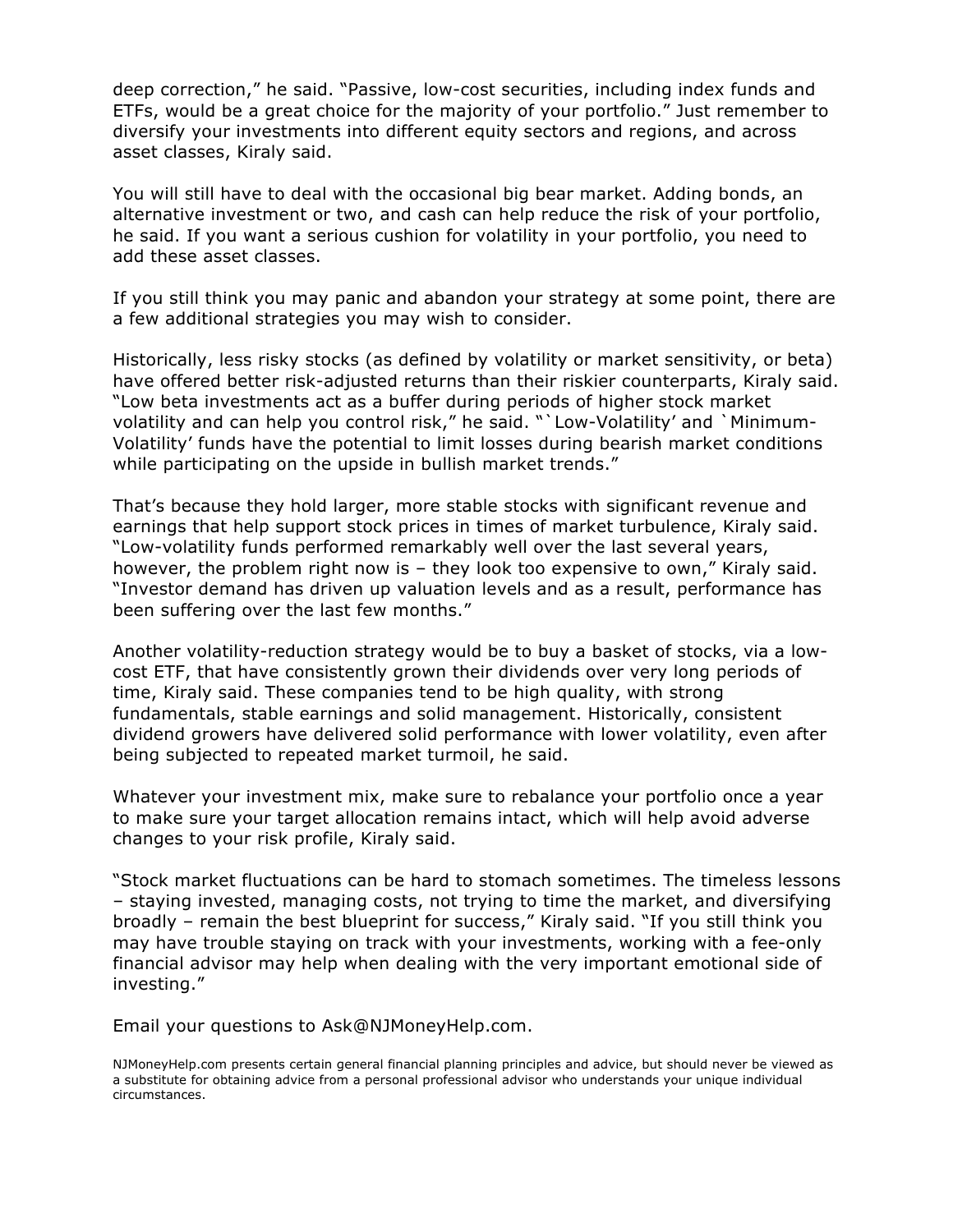deep correction," he said. "Passive, low-cost securities, including index funds and ETFs, would be a great choice for the majority of your portfolio." Just remember to diversify your investments into different equity sectors and regions, and across asset classes, Kiraly said.

You will still have to deal with the occasional big bear market. Adding bonds, an alternative investment or two, and cash can help reduce the risk of your portfolio, he said. If you want a serious cushion for volatility in your portfolio, you need to add these asset classes.

If you still think you may panic and abandon your strategy at some point, there are a few additional strategies you may wish to consider.

Historically, less risky stocks (as defined by volatility or market sensitivity, or beta) have offered better risk-adjusted returns than their riskier counterparts, Kiraly said. "Low beta investments act as a buffer during periods of higher stock market volatility and can help you control risk," he said. "`Low-Volatility' and `Minimum-Volatility' funds have the potential to limit losses during bearish market conditions while participating on the upside in bullish market trends."

That's because they hold larger, more stable stocks with significant revenue and earnings that help support stock prices in times of market turbulence, Kiraly said. "Low-volatility funds performed remarkably well over the last several years, however, the problem right now is – they look too expensive to own," Kiraly said. "Investor demand has driven up valuation levels and as a result, performance has been suffering over the last few months."

Another volatility-reduction strategy would be to buy a basket of stocks, via a low-cost ETF, that have consistently grown their dividends over very long periods of time, Kiraly said. These companies tend to be high quality, with strong fundamentals, stable earnings and solid management. Historically, consistent dividend growers have delivered solid performance with lower volatility, even after being subjected to repeated market turmoil, he said.

Whatever your investment mix, make sure to rebalance your portfolio once a year to make sure your target allocation remains intact, which will help avoid adverse changes to your risk profile, Kiraly said.

"Stock market fluctuations can be hard to stomach sometimes. The timeless lessons – staying invested, managing costs, not trying to time the market, and diversifying broadly – remain the best blueprint for success," Kiraly said. "If you still think you may have trouble staying on track with your investments, working with a fee-only financial advisor may help when dealing with the very important emotional side of investing."

Email your questions to Ask@NJMoneyHelp.com.

NJMoneyHelp.com presents certain general financial planning principles and advice, but should never be viewed as a substitute for obtaining advice from a personal professional advisor who understands your unique individual circumstances.